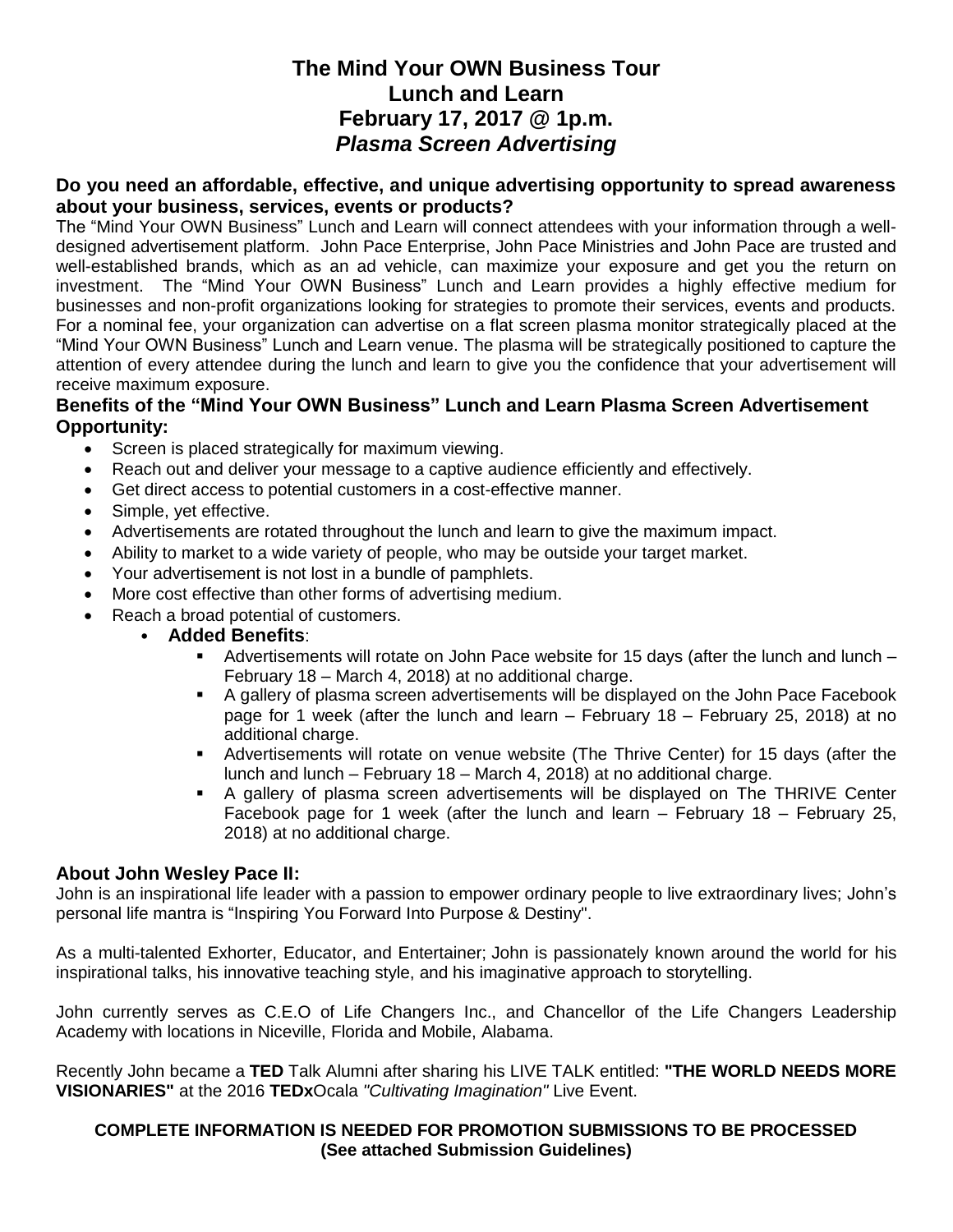# The Mind Your OWN Business Tour
# Lunch and Learn
# February 17, 2017 @ 1p.m.
# *Plasma Screen Advertising*

**Do you need an affordable, effective, and unique advertising opportunity to spread awareness about your business, services, events or products?**

The "Mind Your OWN Business" Lunch and Learn will connect attendees with your information through a well-designed advertisement platform. John Pace Enterprise, John Pace Ministries and John Pace are trusted and well-established brands, which as an ad vehicle, can maximize your exposure and get you the return on investment. The "Mind Your OWN Business" Lunch and Learn provides a highly effective medium for businesses and non-profit organizations looking for strategies to promote their services, events and products. For a nominal fee, your organization can advertise on a flat screen plasma monitor strategically placed at the "Mind Your OWN Business" Lunch and Learn venue. The plasma will be strategically positioned to capture the attention of every attendee during the lunch and learn to give you the confidence that your advertisement will receive maximum exposure.

**Benefits of the "Mind Your OWN Business" Lunch and Learn Plasma Screen Advertisement Opportunity:**

- Screen is placed strategically for maximum viewing.
- Reach out and deliver your message to a captive audience efficiently and effectively.
- Get direct access to potential customers in a cost-effective manner.
- Simple, yet effective.
- Advertisements are rotated throughout the lunch and learn to give the maximum impact.
- Ability to market to a wide variety of people, who may be outside your target market.
- Your advertisement is not lost in a bundle of pamphlets.
- More cost effective than other forms of advertising medium.
- Reach a broad potential of customers.
  - **Added Benefits**:
    - Advertisements will rotate on John Pace website for 15 days (after the lunch and lunch – February 18 – March 4, 2018) at no additional charge.
    - A gallery of plasma screen advertisements will be displayed on the John Pace Facebook page for 1 week (after the lunch and learn – February 18 – February 25, 2018) at no additional charge.
    - Advertisements will rotate on venue website (The Thrive Center) for 15 days (after the lunch and lunch – February 18 – March 4, 2018) at no additional charge.
    - A gallery of plasma screen advertisements will be displayed on The THRIVE Center Facebook page for 1 week (after the lunch and learn – February 18 – February 25, 2018) at no additional charge.

### About John Wesley Pace II:

John is an inspirational life leader with a passion to empower ordinary people to live extraordinary lives; John's personal life mantra is "Inspiring You Forward Into Purpose & Destiny".

As a multi-talented Exhorter, Educator, and Entertainer; John is passionately known around the world for his inspirational talks, his innovative teaching style, and his imaginative approach to storytelling.

John currently serves as C.E.O of Life Changers Inc., and Chancellor of the Life Changers Leadership Academy with locations in Niceville, Florida and Mobile, Alabama.

Recently John became a **TED** Talk Alumni after sharing his LIVE TALK entitled: **"THE WORLD NEEDS MORE VISIONARIES"** at the 2016 **TEDx**Ocala *"Cultivating Imagination"* Live Event.

**COMPLETE INFORMATION IS NEEDED FOR PROMOTION SUBMISSIONS TO BE PROCESSED (See attached Submission Guidelines)**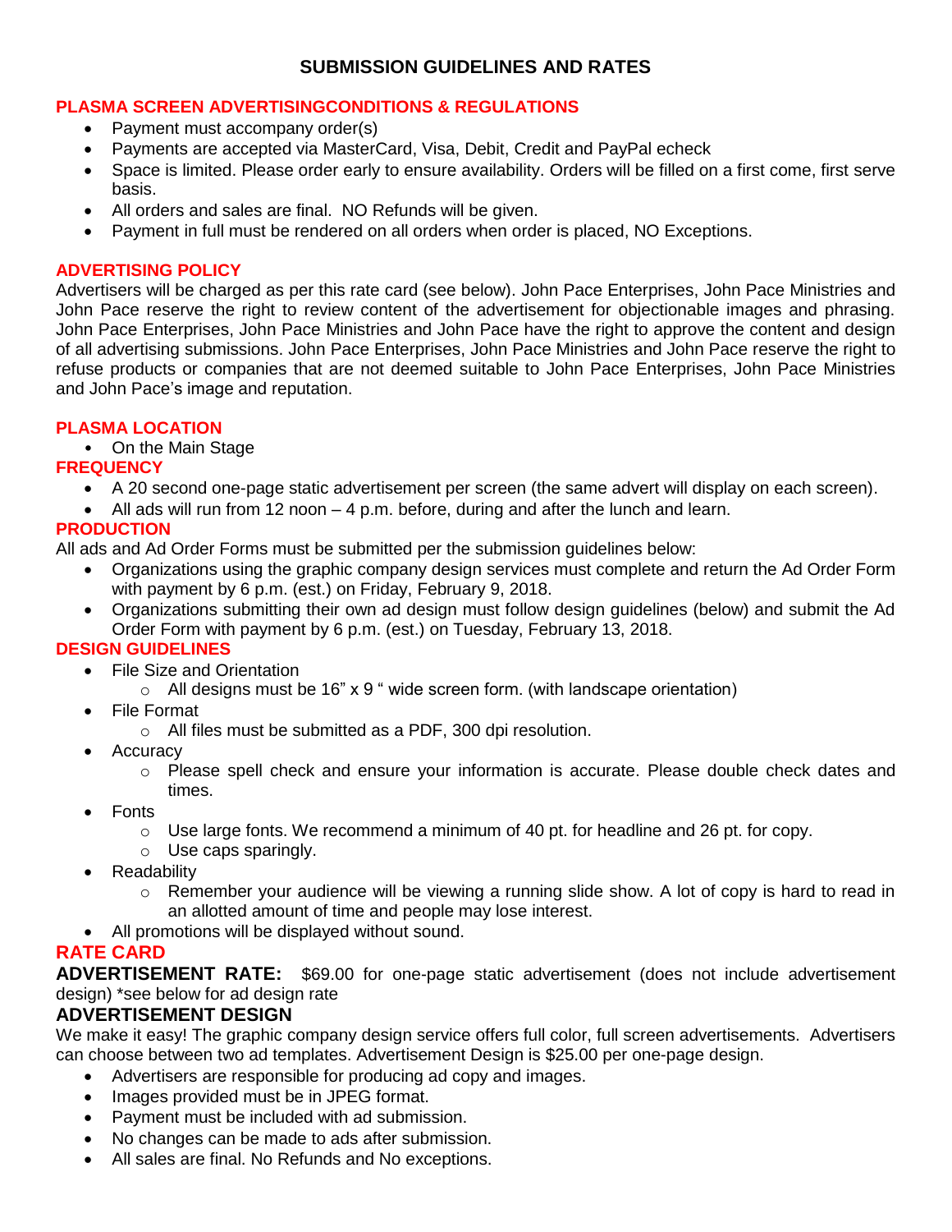# SUBMISSION GUIDELINES AND RATES

## PLASMA SCREEN ADVERTISINGCONDITIONS & REGULATIONS

- Payment must accompany order(s)
- Payments are accepted via MasterCard, Visa, Debit, Credit and PayPal echeck
- Space is limited. Please order early to ensure availability. Orders will be filled on a first come, first serve basis.
- All orders and sales are final. NO Refunds will be given.
- Payment in full must be rendered on all orders when order is placed, NO Exceptions.

## ADVERTISING POLICY

Advertisers will be charged as per this rate card (see below). John Pace Enterprises, John Pace Ministries and John Pace reserve the right to review content of the advertisement for objectionable images and phrasing. John Pace Enterprises, John Pace Ministries and John Pace have the right to approve the content and design of all advertising submissions. John Pace Enterprises, John Pace Ministries and John Pace reserve the right to refuse products or companies that are not deemed suitable to John Pace Enterprises, John Pace Ministries and John Pace's image and reputation.

## PLASMA LOCATION

- On the Main Stage

## FREQUENCY

- A 20 second one-page static advertisement per screen (the same advert will display on each screen).
- All ads will run from 12 noon – 4 p.m. before, during and after the lunch and learn.

## PRODUCTION

All ads and Ad Order Forms must be submitted per the submission guidelines below:

- Organizations using the graphic company design services must complete and return the Ad Order Form with payment by 6 p.m. (est.) on Friday, February 9, 2018.
- Organizations submitting their own ad design must follow design guidelines (below) and submit the Ad Order Form with payment by 6 p.m. (est.) on Tuesday, February 13, 2018.

## DESIGN GUIDELINES

- File Size and Orientation
  - All designs must be 16" x 9 " wide screen form. (with landscape orientation)
- File Format
  - All files must be submitted as a PDF, 300 dpi resolution.
- Accuracy
  - Please spell check and ensure your information is accurate. Please double check dates and times.
- Fonts
  - Use large fonts. We recommend a minimum of 40 pt. for headline and 26 pt. for copy.
  - Use caps sparingly.
- Readability
  - Remember your audience will be viewing a running slide show. A lot of copy is hard to read in an allotted amount of time and people may lose interest.
- All promotions will be displayed without sound.

## RATE CARD

**ADVERTISEMENT RATE:** $69.00 for one-page static advertisement (does not include advertisement design) *see below for ad design rate

### ADVERTISEMENT DESIGN

We make it easy! The graphic company design service offers full color, full screen advertisements. Advertisers can choose between two ad templates. Advertisement Design is $25.00 per one-page design.

- Advertisers are responsible for producing ad copy and images.
- Images provided must be in JPEG format.
- Payment must be included with ad submission.
- No changes can be made to ads after submission.
- All sales are final. No Refunds and No exceptions.